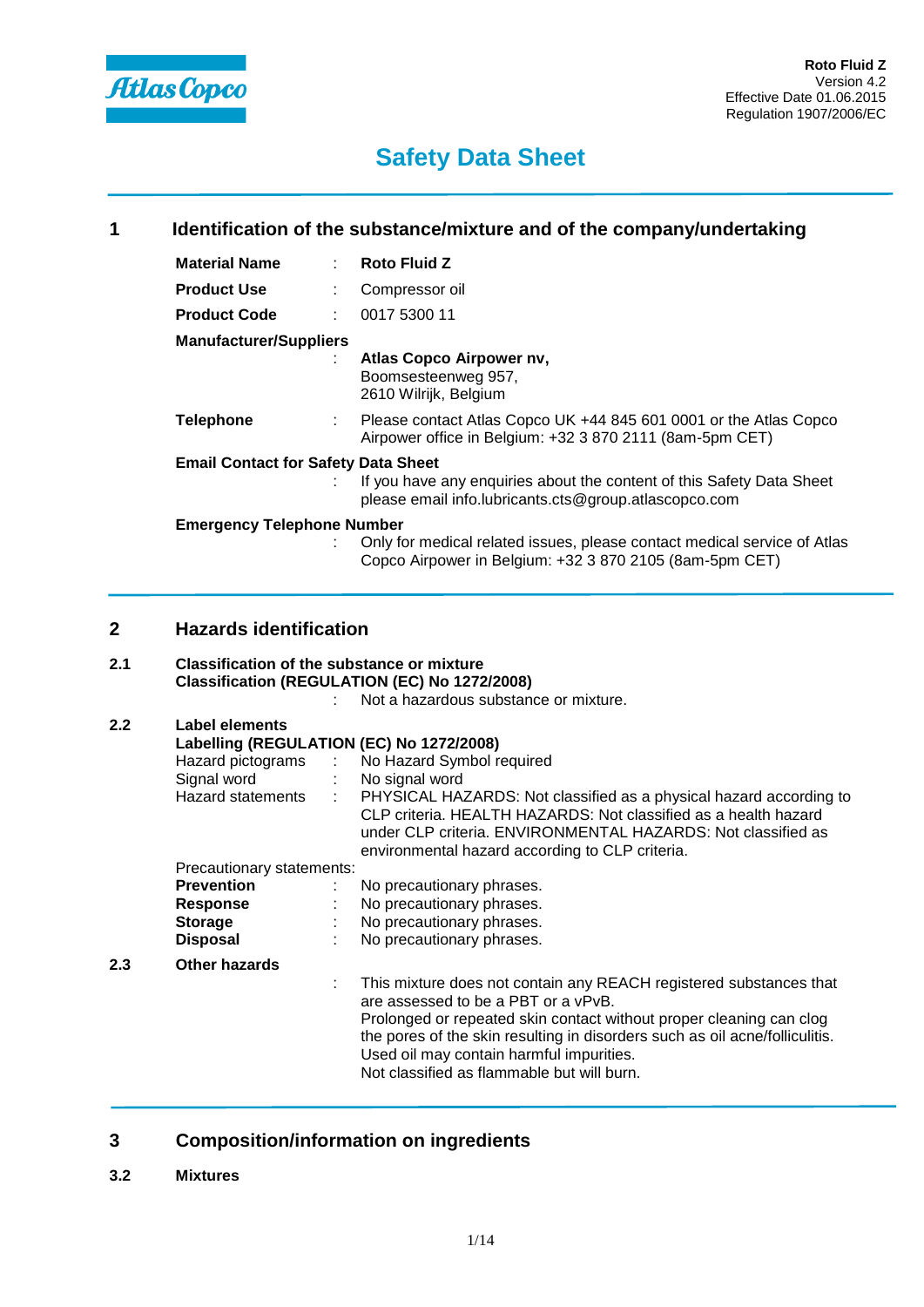**Roto Fluid Z**
Version 4.2
Effective Date 01.06.2015
Regulation 1907/2006/EC

# Safety Data Sheet

## 1 Identification of the substance/mixture and of the company/undertaking

**Material Name** : **Roto Fluid Z**

**Product Use** : Compressor oil

**Product Code** : 0017 5300 11

**Manufacturer/Suppliers**
: **Atlas Copco Airpower nv,**
Boomsesteenweg 957,
2610 Wilrijk, Belgium

**Telephone** : Please contact Atlas Copco UK +44 845 601 0001 or the Atlas Copco Airpower office in Belgium: +32 3 870 2111 (8am-5pm CET)

**Email Contact for Safety Data Sheet**
: If you have any enquiries about the content of this Safety Data Sheet please email info.lubricants.cts@group.atlascopco.com

**Emergency Telephone Number**
: Only for medical related issues, please contact medical service of Atlas Copco Airpower in Belgium: +32 3 870 2105 (8am-5pm CET)

## 2 Hazards identification

### 2.1 Classification of the substance or mixture

**Classification (REGULATION (EC) No 1272/2008)**
: Not a hazardous substance or mixture.

### 2.2 Label elements

**Labelling (REGULATION (EC) No 1272/2008)**

Hazard pictograms : No Hazard Symbol required

Signal word : No signal word

Hazard statements : PHYSICAL HAZARDS: Not classified as a physical hazard according to CLP criteria. HEALTH HAZARDS: Not classified as a health hazard under CLP criteria. ENVIRONMENTAL HAZARDS: Not classified as environmental hazard according to CLP criteria.

Precautionary statements:

**Prevention** : No precautionary phrases.

**Response** : No precautionary phrases.

**Storage** : No precautionary phrases.

**Disposal** : No precautionary phrases.

### 2.3 Other hazards

: This mixture does not contain any REACH registered substances that are assessed to be a PBT or a vPvB.
Prolonged or repeated skin contact without proper cleaning can clog the pores of the skin resulting in disorders such as oil acne/folliculitis.
Used oil may contain harmful impurities.
Not classified as flammable but will burn.

## 3 Composition/information on ingredients

### 3.2 Mixtures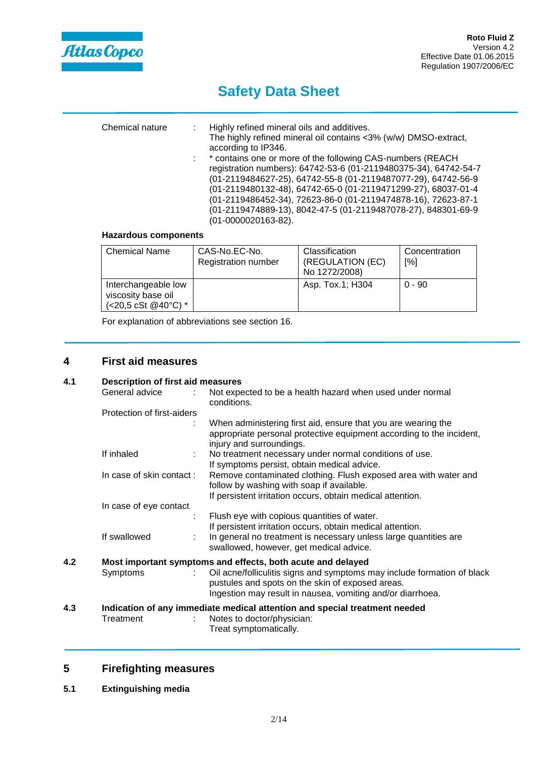Chemical nature : Highly refined mineral oils and additives.
The highly refined mineral oil contains <3% (w/w) DMSO-extract, according to IP346.

: * contains one or more of the following CAS-numbers (REACH registration numbers): 64742-53-6 (01-2119480375-34), 64742-54-7 (01-2119484627-25), 64742-55-8 (01-2119487077-29), 64742-56-9 (01-2119480132-48), 64742-65-0 (01-2119471299-27), 68037-01-4 (01-2119486452-34), 72623-86-0 (01-2119474878-16), 72623-87-1 (01-2119474889-13), 8042-47-5 (01-2119487078-27), 848301-69-9 (01-0000020163-82).

**Hazardous components**

| Chemical Name | CAS-No.EC-No. Registration number | Classification (REGULATION (EC) No 1272/2008) | Concentration [%] |
|---|---|---|---|
| Interchangeable low viscosity base oil (<20,5 cSt @40°C) * | | Asp. Tox.1; H304 | 0 - 90 |

For explanation of abbreviations see section 16.

## 4 First aid measures

### 4.1 Description of first aid measures

General advice : Not expected to be a health hazard when used under normal conditions.

Protection of first-aiders : When administering first aid, ensure that you are wearing the appropriate personal protective equipment according to the incident, injury and surroundings.

If inhaled : No treatment necessary under normal conditions of use.
If symptoms persist, obtain medical advice.

In case of skin contact : Remove contaminated clothing. Flush exposed area with water and follow by washing with soap if available.
If persistent irritation occurs, obtain medical attention.

In case of eye contact : Flush eye with copious quantities of water.
If persistent irritation occurs, obtain medical attention.

If swallowed : In general no treatment is necessary unless large quantities are swallowed, however, get medical advice.

### 4.2 Most important symptoms and effects, both acute and delayed

Symptoms : Oil acne/folliculitis signs and symptoms may include formation of black pustules and spots on the skin of exposed areas.
Ingestion may result in nausea, vomiting and/or diarrhoea.

### 4.3 Indication of any immediate medical attention and special treatment needed

Treatment : Notes to doctor/physician:
Treat symptomatically.

## 5 Firefighting measures

### 5.1 Extinguishing media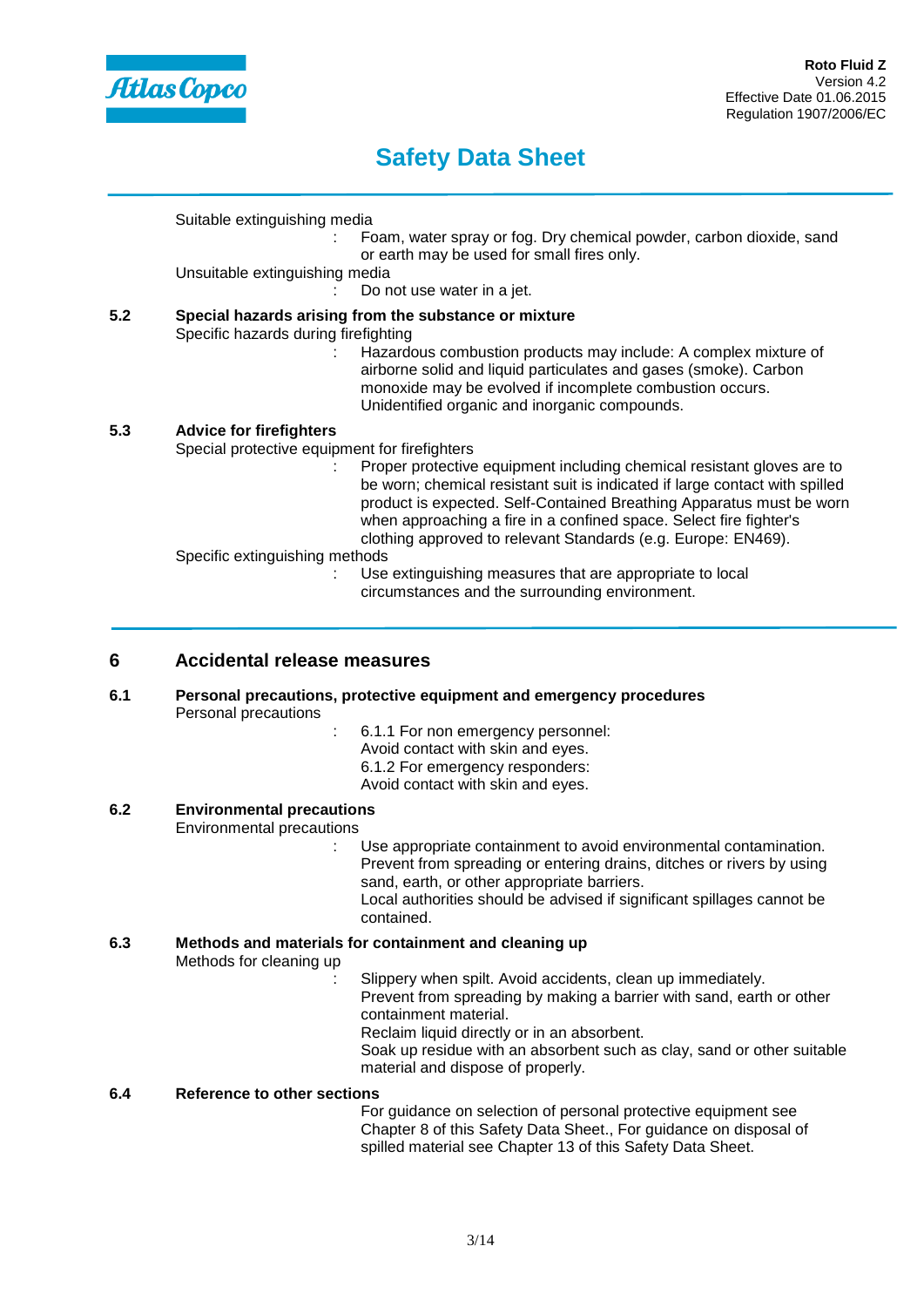Suitable extinguishing media
: Foam, water spray or fog. Dry chemical powder, carbon dioxide, sand or earth may be used for small fires only.

Unsuitable extinguishing media
: Do not use water in a jet.

**5.2 Special hazards arising from the substance or mixture**

Specific hazards during firefighting
: Hazardous combustion products may include: A complex mixture of airborne solid and liquid particulates and gases (smoke). Carbon monoxide may be evolved if incomplete combustion occurs. Unidentified organic and inorganic compounds.

**5.3 Advice for firefighters**

Special protective equipment for firefighters
: Proper protective equipment including chemical resistant gloves are to be worn; chemical resistant suit is indicated if large contact with spilled product is expected. Self-Contained Breathing Apparatus must be worn when approaching a fire in a confined space. Select fire fighter's clothing approved to relevant Standards (e.g. Europe: EN469).

Specific extinguishing methods
: Use extinguishing measures that are appropriate to local circumstances and the surrounding environment.

## 6 Accidental release measures

**6.1 Personal precautions, protective equipment and emergency procedures**

Personal precautions
: 6.1.1 For non emergency personnel:
Avoid contact with skin and eyes.
6.1.2 For emergency responders:
Avoid contact with skin and eyes.

**6.2 Environmental precautions**

Environmental precautions
: Use appropriate containment to avoid environmental contamination. Prevent from spreading or entering drains, ditches or rivers by using sand, earth, or other appropriate barriers.
Local authorities should be advised if significant spillages cannot be contained.

**6.3 Methods and materials for containment and cleaning up**

Methods for cleaning up
: Slippery when spilt. Avoid accidents, clean up immediately.
Prevent from spreading by making a barrier with sand, earth or other containment material.
Reclaim liquid directly or in an absorbent.
Soak up residue with an absorbent such as clay, sand or other suitable material and dispose of properly.

**6.4 Reference to other sections**

For guidance on selection of personal protective equipment see Chapter 8 of this Safety Data Sheet., For guidance on disposal of spilled material see Chapter 13 of this Safety Data Sheet.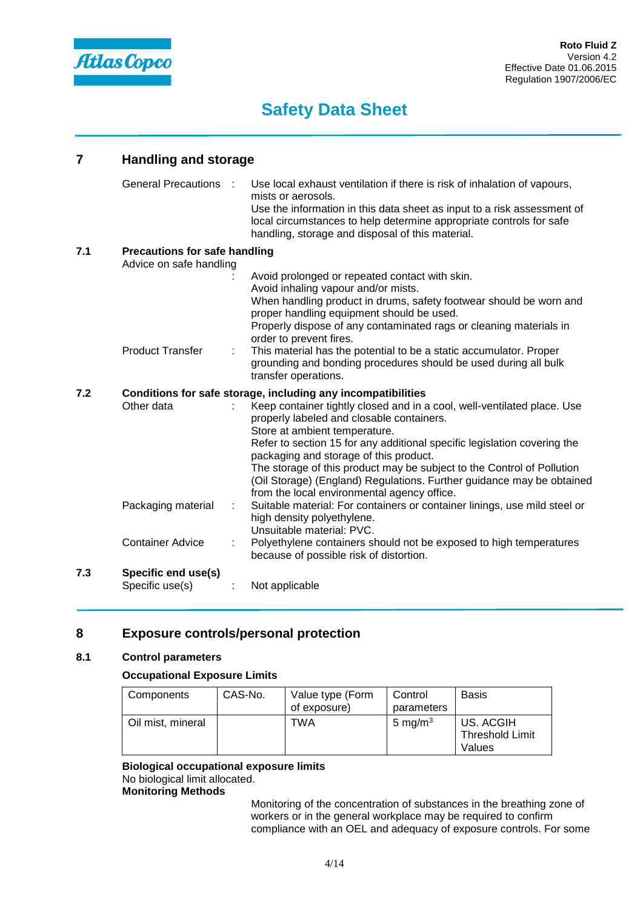## 7 Handling and storage

General Precautions : Use local exhaust ventilation if there is risk of inhalation of vapours, mists or aerosols.
Use the information in this data sheet as input to a risk assessment of local circumstances to help determine appropriate controls for safe handling, storage and disposal of this material.

### 7.1 Precautions for safe handling

Advice on safe handling : Avoid prolonged or repeated contact with skin.
Avoid inhaling vapour and/or mists.
When handling product in drums, safety footwear should be worn and proper handling equipment should be used.
Properly dispose of any contaminated rags or cleaning materials in order to prevent fires.

Product Transfer : This material has the potential to be a static accumulator. Proper grounding and bonding procedures should be used during all bulk transfer operations.

### 7.2 Conditions for safe storage, including any incompatibilities

Other data : Keep container tightly closed and in a cool, well-ventilated place. Use properly labeled and closable containers.
Store at ambient temperature.
Refer to section 15 for any additional specific legislation covering the packaging and storage of this product.
The storage of this product may be subject to the Control of Pollution (Oil Storage) (England) Regulations. Further guidance may be obtained from the local environmental agency office.

Packaging material : Suitable material: For containers or container linings, use mild steel or high density polyethylene.
Unsuitable material: PVC.

Container Advice : Polyethylene containers should not be exposed to high temperatures because of possible risk of distortion.

### 7.3 Specific end use(s)

Specific use(s) : Not applicable

## 8 Exposure controls/personal protection

### 8.1 Control parameters

**Occupational Exposure Limits**

| Components | CAS-No. | Value type (Form of exposure) | Control parameters | Basis |
|---|---|---|---|---|
| Oil mist, mineral | | TWA | 5 mg/m$^3$ | US. ACGIH Threshold Limit Values |

**Biological occupational exposure limits**
No biological limit allocated.
**Monitoring Methods**

Monitoring of the concentration of substances in the breathing zone of workers or in the general workplace may be required to confirm compliance with an OEL and adequacy of exposure controls. For some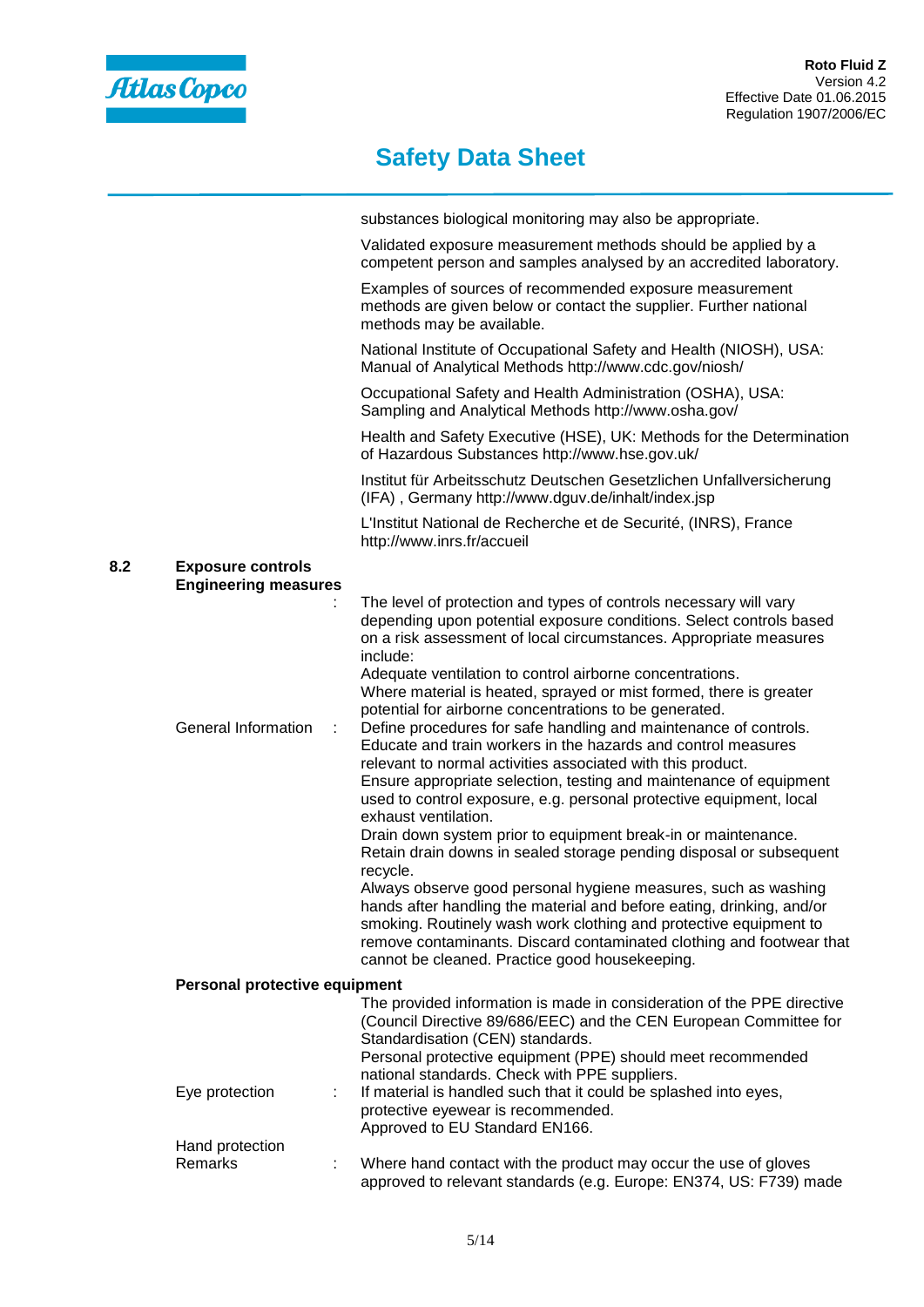substances biological monitoring may also be appropriate.

Validated exposure measurement methods should be applied by a competent person and samples analysed by an accredited laboratory.

Examples of sources of recommended exposure measurement methods are given below or contact the supplier. Further national methods may be available.

National Institute of Occupational Safety and Health (NIOSH), USA: Manual of Analytical Methods http://www.cdc.gov/niosh/

Occupational Safety and Health Administration (OSHA), USA: Sampling and Analytical Methods http://www.osha.gov/

Health and Safety Executive (HSE), UK: Methods for the Determination of Hazardous Substances http://www.hse.gov.uk/

Institut für Arbeitsschutz Deutschen Gesetzlichen Unfallversicherung (IFA) , Germany http://www.dguv.de/inhalt/index.jsp

L'Institut National de Recherche et de Securité, (INRS), France http://www.inrs.fr/accueil

## 8.2 Exposure controls

**Engineering measures**

: The level of protection and types of controls necessary will vary depending upon potential exposure conditions. Select controls based on a risk assessment of local circumstances. Appropriate measures include:
Adequate ventilation to control airborne concentrations.
Where material is heated, sprayed or mist formed, there is greater potential for airborne concentrations to be generated.

General Information : Define procedures for safe handling and maintenance of controls.
Educate and train workers in the hazards and control measures relevant to normal activities associated with this product.
Ensure appropriate selection, testing and maintenance of equipment used to control exposure, e.g. personal protective equipment, local exhaust ventilation.
Drain down system prior to equipment break-in or maintenance.
Retain drain downs in sealed storage pending disposal or subsequent recycle.
Always observe good personal hygiene measures, such as washing hands after handling the material and before eating, drinking, and/or smoking. Routinely wash work clothing and protective equipment to remove contaminants. Discard contaminated clothing and footwear that cannot be cleaned. Practice good housekeeping.

**Personal protective equipment**

The provided information is made in consideration of the PPE directive (Council Directive 89/686/EEC) and the CEN European Committee for Standardisation (CEN) standards.
Personal protective equipment (PPE) should meet recommended national standards. Check with PPE suppliers.

Eye protection : If material is handled such that it could be splashed into eyes, protective eyewear is recommended.
Approved to EU Standard EN166.

Hand protection
Remarks : Where hand contact with the product may occur the use of gloves approved to relevant standards (e.g. Europe: EN374, US: F739) made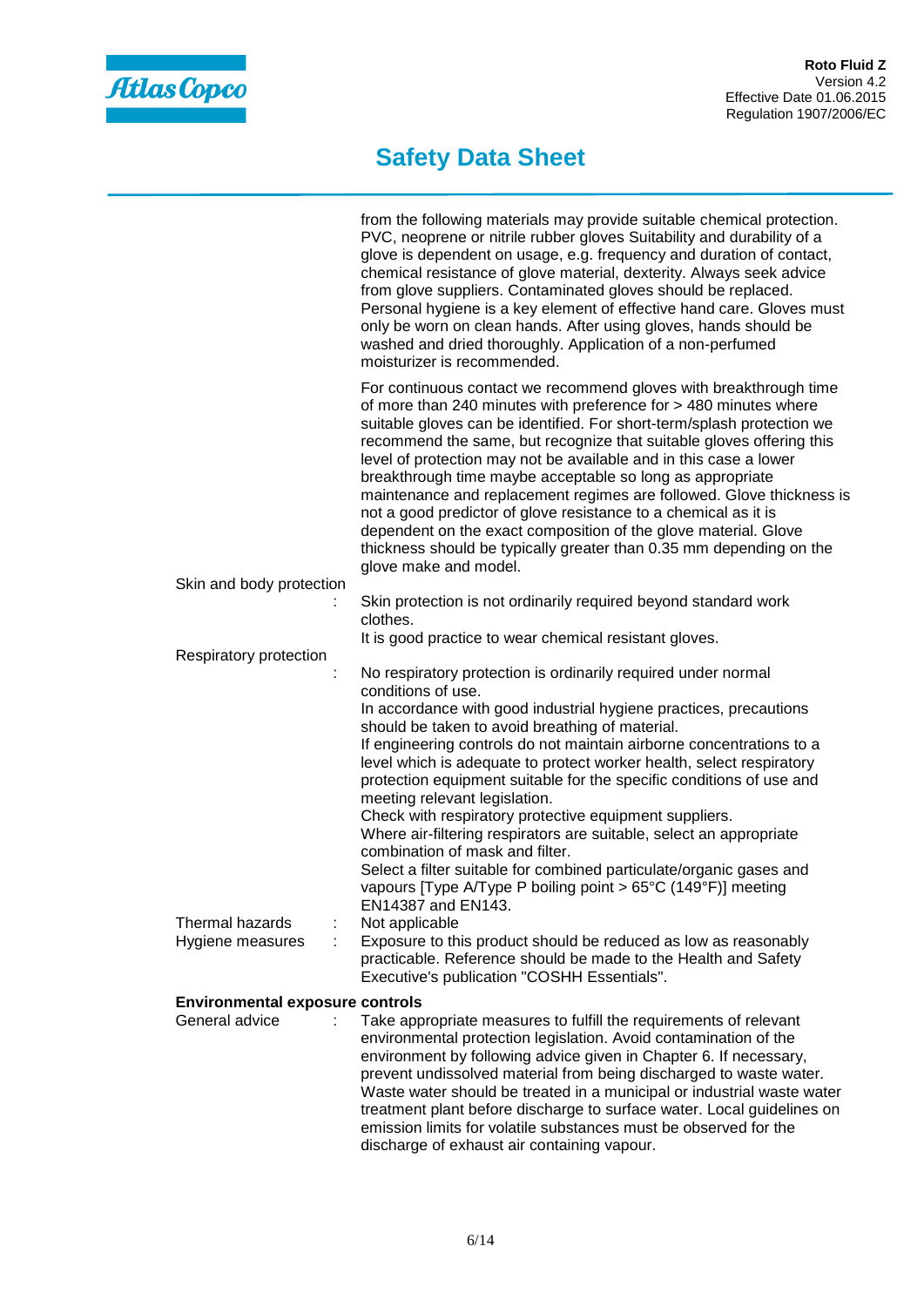from the following materials may provide suitable chemical protection. PVC, neoprene or nitrile rubber gloves Suitability and durability of a glove is dependent on usage, e.g. frequency and duration of contact, chemical resistance of glove material, dexterity. Always seek advice from glove suppliers. Contaminated gloves should be replaced. Personal hygiene is a key element of effective hand care. Gloves must only be worn on clean hands. After using gloves, hands should be washed and dried thoroughly. Application of a non-perfumed moisturizer is recommended.

For continuous contact we recommend gloves with breakthrough time of more than 240 minutes with preference for > 480 minutes where suitable gloves can be identified. For short-term/splash protection we recommend the same, but recognize that suitable gloves offering this level of protection may not be available and in this case a lower breakthrough time maybe acceptable so long as appropriate maintenance and replacement regimes are followed. Glove thickness is not a good predictor of glove resistance to a chemical as it is dependent on the exact composition of the glove material. Glove thickness should be typically greater than 0.35 mm depending on the glove make and model.

Skin and body protection : Skin protection is not ordinarily required beyond standard work clothes.
It is good practice to wear chemical resistant gloves.

Respiratory protection : No respiratory protection is ordinarily required under normal conditions of use.
In accordance with good industrial hygiene practices, precautions should be taken to avoid breathing of material.
If engineering controls do not maintain airborne concentrations to a level which is adequate to protect worker health, select respiratory protection equipment suitable for the specific conditions of use and meeting relevant legislation.
Check with respiratory protective equipment suppliers.
Where air-filtering respirators are suitable, select an appropriate combination of mask and filter.
Select a filter suitable for combined particulate/organic gases and vapours [Type A/Type P boiling point > 65°C (149°F)] meeting EN14387 and EN143.

Thermal hazards : Not applicable

Hygiene measures : Exposure to this product should be reduced as low as reasonably practicable. Reference should be made to the Health and Safety Executive's publication "COSHH Essentials".

**Environmental exposure controls**

General advice : Take appropriate measures to fulfill the requirements of relevant environmental protection legislation. Avoid contamination of the environment by following advice given in Chapter 6. If necessary, prevent undissolved material from being discharged to waste water. Waste water should be treated in a municipal or industrial waste water treatment plant before discharge to surface water. Local guidelines on emission limits for volatile substances must be observed for the discharge of exhaust air containing vapour.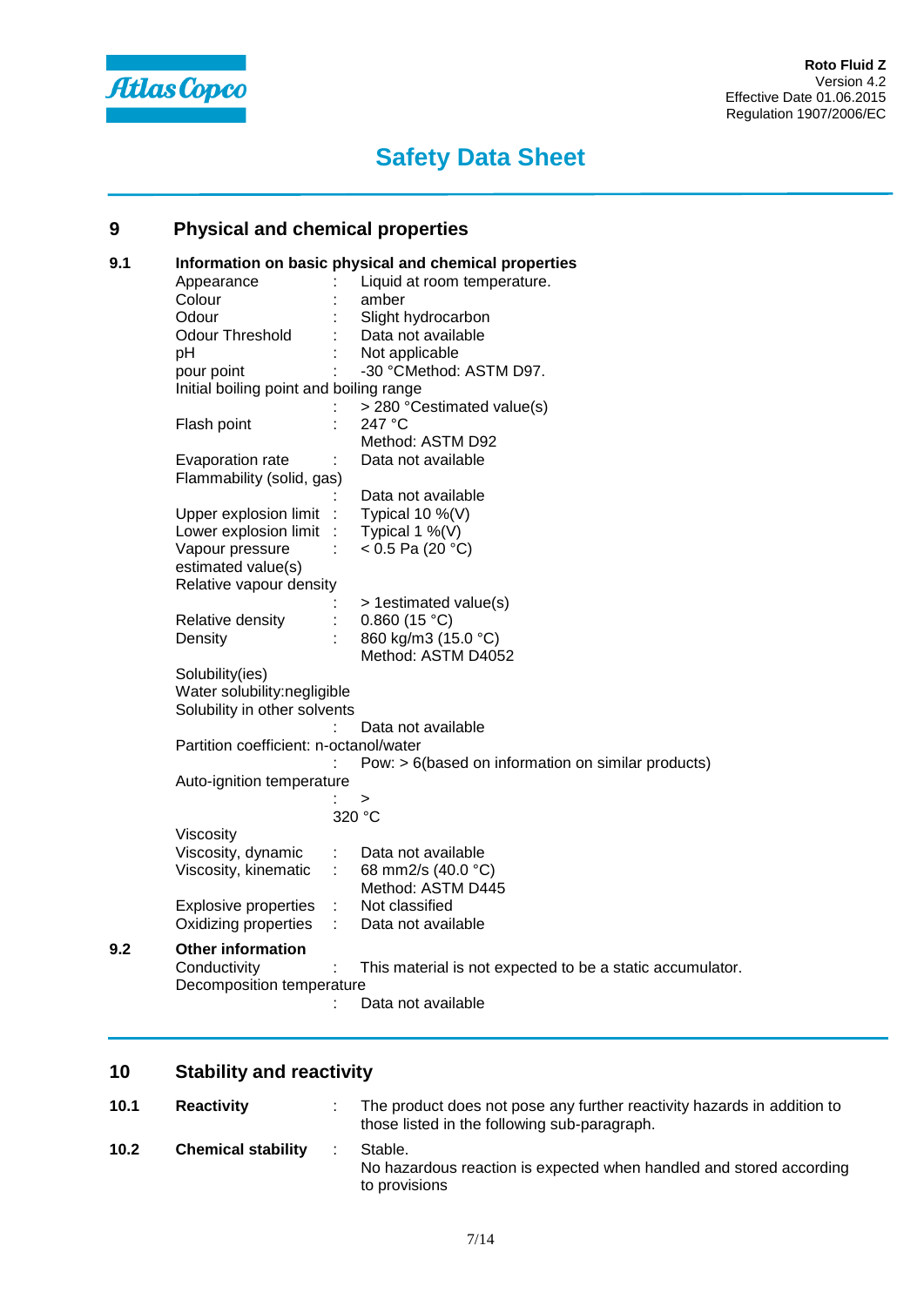## 9 Physical and chemical properties

### 9.1 Information on basic physical and chemical properties

| Property | | Value |
|---|---|---|
| Appearance | : | Liquid at room temperature. |
| Colour | : | amber |
| Odour | : | Slight hydrocarbon |
| Odour Threshold | : | Data not available |
| pH | : | Not applicable |
| pour point | : | -30 °CMethod: ASTM D97. |
| Initial boiling point and boiling range | : | > 280 °Cestimated value(s) |
| Flash point | : | 247 °C<br>Method: ASTM D92 |
| Evaporation rate | : | Data not available |
| Flammability (solid, gas) | : | Data not available |
| Upper explosion limit | : | Typical 10 %(V) |
| Lower explosion limit | : | Typical 1 %(V) |
| Vapour pressure | : | < 0.5 Pa (20 °C) |
| estimated value(s) | | |
| Relative vapour density | : | > 1estimated value(s) |
| Relative density | : | 0.860 (15 °C) |
| Density | : | 860 kg/m3 (15.0 °C)<br>Method: ASTM D4052 |
| Solubility(ies) | | |
| Water solubility:negligible | | |
| Solubility in other solvents | : | Data not available |
| Partition coefficient: n-octanol/water | : | Pow: > 6(based on information on similar products) |
| Auto-ignition temperature | : | ><br>320 °C |
| Viscosity | | |
| Viscosity, dynamic | : | Data not available |
| Viscosity, kinematic | : | 68 mm2/s (40.0 °C)<br>Method: ASTM D445 |
| Explosive properties | : | Not classified |
| Oxidizing properties | : | Data not available |

### 9.2 Other information

| Property | | Value |
|---|---|---|
| Conductivity | : | This material is not expected to be a static accumulator. |
| Decomposition temperature | : | Data not available |

## 10 Stability and reactivity

**10.1 Reactivity** : The product does not pose any further reactivity hazards in addition to those listed in the following sub-paragraph.

**10.2 Chemical stability** : Stable.
No hazardous reaction is expected when handled and stored according to provisions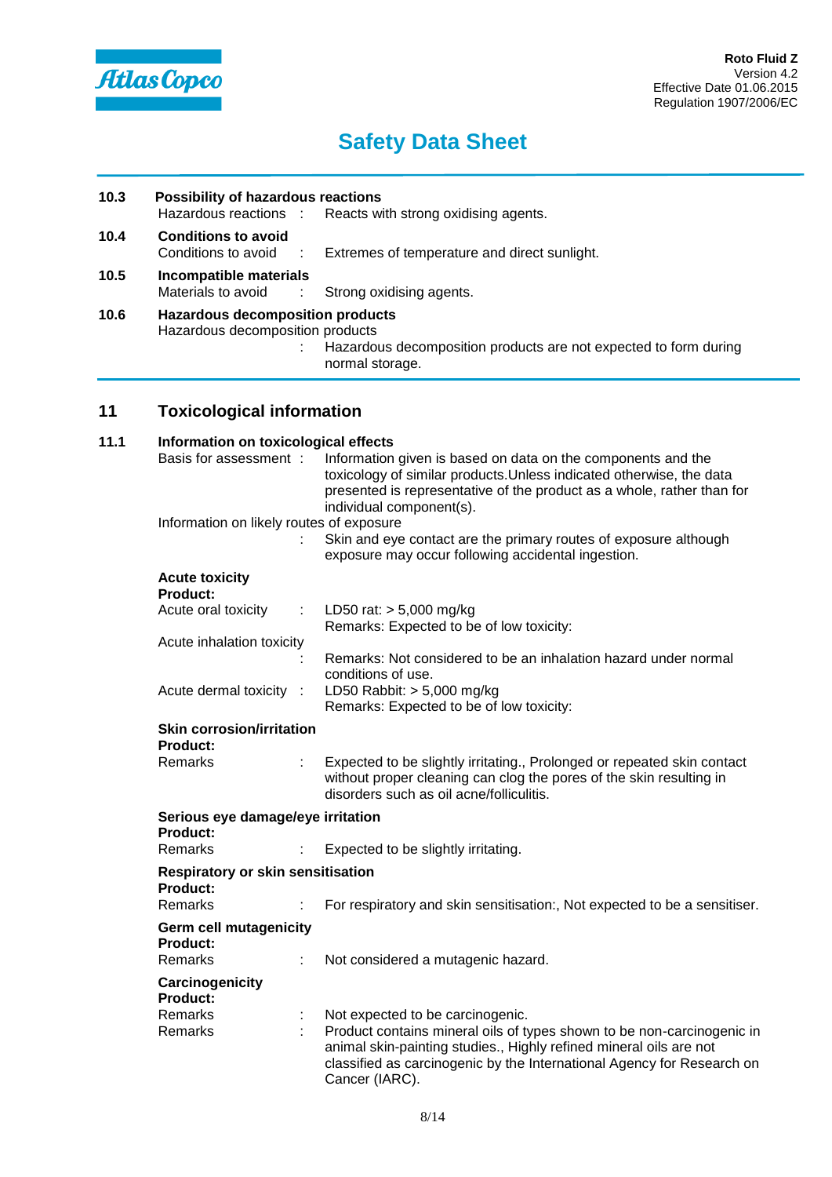### 10.3 Possibility of hazardous reactions

Hazardous reactions : Reacts with strong oxidising agents.

### 10.4 Conditions to avoid

Conditions to avoid : Extremes of temperature and direct sunlight.

### 10.5 Incompatible materials

Materials to avoid : Strong oxidising agents.

### 10.6 Hazardous decomposition products

Hazardous decomposition products
: Hazardous decomposition products are not expected to form during normal storage.

## 11 Toxicological information

### 11.1 Information on toxicological effects

Basis for assessment : Information given is based on data on the components and the toxicology of similar products.Unless indicated otherwise, the data presented is representative of the product as a whole, rather than for individual component(s).

Information on likely routes of exposure
: Skin and eye contact are the primary routes of exposure although exposure may occur following accidental ingestion.

**Acute toxicity**
**Product:**

Acute oral toxicity : LD50 rat: > 5,000 mg/kg
Remarks: Expected to be of low toxicity:

Acute inhalation toxicity
: Remarks: Not considered to be an inhalation hazard under normal conditions of use.

Acute dermal toxicity : LD50 Rabbit: > 5,000 mg/kg
Remarks: Expected to be of low toxicity:

**Skin corrosion/irritation**
**Product:**

Remarks : Expected to be slightly irritating., Prolonged or repeated skin contact without proper cleaning can clog the pores of the skin resulting in disorders such as oil acne/folliculitis.

**Serious eye damage/eye irritation**
**Product:**

Remarks : Expected to be slightly irritating.

**Respiratory or skin sensitisation**
**Product:**

Remarks : For respiratory and skin sensitisation:, Not expected to be a sensitiser.

**Germ cell mutagenicity**
**Product:**

Remarks : Not considered a mutagenic hazard.

**Carcinogenicity**
**Product:**

Remarks : Not expected to be carcinogenic.

Remarks : Product contains mineral oils of types shown to be non-carcinogenic in animal skin-painting studies., Highly refined mineral oils are not classified as carcinogenic by the International Agency for Research on Cancer (IARC).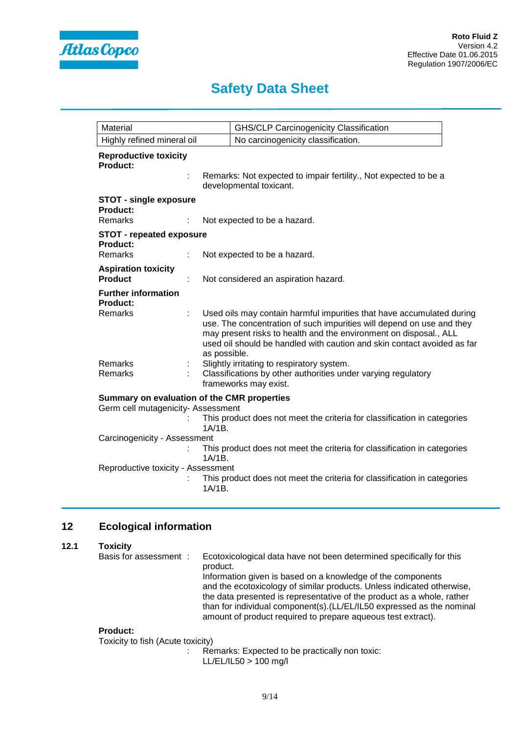| Material | GHS/CLP Carcinogenicity Classification |
| --- | --- |
| Highly refined mineral oil | No carcinogenicity classification. |

**Reproductive toxicity**
**Product:**

: Remarks: Not expected to impair fertility., Not expected to be a developmental toxicant.

**STOT - single exposure**
**Product:**
Remarks : Not expected to be a hazard.

**STOT - repeated exposure**
**Product:**
Remarks : Not expected to be a hazard.

**Aspiration toxicity**
**Product** : Not considered an aspiration hazard.

**Further information**
**Product:**
Remarks : Used oils may contain harmful impurities that have accumulated during use. The concentration of such impurities will depend on use and they may present risks to health and the environment on disposal., ALL used oil should be handled with caution and skin contact avoided as far as possible.
Remarks : Slightly irritating to respiratory system.
Remarks : Classifications by other authorities under varying regulatory frameworks may exist.

**Summary on evaluation of the CMR properties**
Germ cell mutagenicity- Assessment
: This product does not meet the criteria for classification in categories 1A/1B.
Carcinogenicity - Assessment
: This product does not meet the criteria for classification in categories 1A/1B.
Reproductive toxicity - Assessment
: This product does not meet the criteria for classification in categories 1A/1B.

## 12 Ecological information

### 12.1 Toxicity

Basis for assessment : Ecotoxicological data have not been determined specifically for this product.
Information given is based on a knowledge of the components and the ecotoxicology of similar products. Unless indicated otherwise, the data presented is representative of the product as a whole, rather than for individual component(s).(LL/EL/IL50 expressed as the nominal amount of product required to prepare aqueous test extract).

**Product:**
Toxicity to fish (Acute toxicity)
: Remarks: Expected to be practically non toxic:
LL/EL/IL50 > 100 mg/l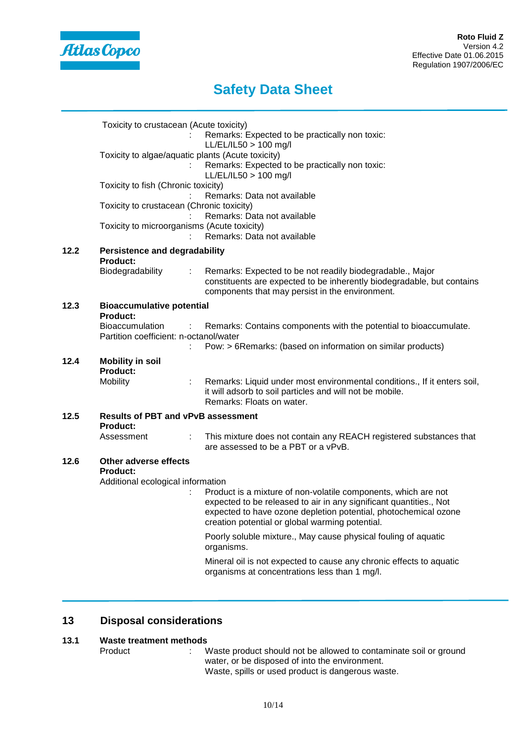Toxicity to crustacean (Acute toxicity)
: Remarks: Expected to be practically non toxic:
LL/EL/IL50 > 100 mg/l

Toxicity to algae/aquatic plants (Acute toxicity)
: Remarks: Expected to be practically non toxic:
LL/EL/IL50 > 100 mg/l

Toxicity to fish (Chronic toxicity)
: Remarks: Data not available

Toxicity to crustacean (Chronic toxicity)
: Remarks: Data not available

Toxicity to microorganisms (Acute toxicity)
: Remarks: Data not available

### 12.2 Persistence and degradability

**Product:**

Biodegradability : Remarks: Expected to be not readily biodegradable., Major constituents are expected to be inherently biodegradable, but contains components that may persist in the environment.

### 12.3 Bioaccumulative potential

**Product:**

Bioaccumulation : Remarks: Contains components with the potential to bioaccumulate.

Partition coefficient: n-octanol/water
: Pow: > 6Remarks: (based on information on similar products)

### 12.4 Mobility in soil

**Product:**

Mobility : Remarks: Liquid under most environmental conditions., If it enters soil, it will adsorb to soil particles and will not be mobile.
Remarks: Floats on water.

### 12.5 Results of PBT and vPvB assessment

**Product:**

Assessment : This mixture does not contain any REACH registered substances that are assessed to be a PBT or a vPvB.

### 12.6 Other adverse effects

**Product:**

Additional ecological information
: Product is a mixture of non-volatile components, which are not expected to be released to air in any significant quantities., Not expected to have ozone depletion potential, photochemical ozone creation potential or global warming potential.

Poorly soluble mixture., May cause physical fouling of aquatic organisms.

Mineral oil is not expected to cause any chronic effects to aquatic organisms at concentrations less than 1 mg/l.

## 13 Disposal considerations

### 13.1 Waste treatment methods

Product : Waste product should not be allowed to contaminate soil or ground water, or be disposed of into the environment.
Waste, spills or used product is dangerous waste.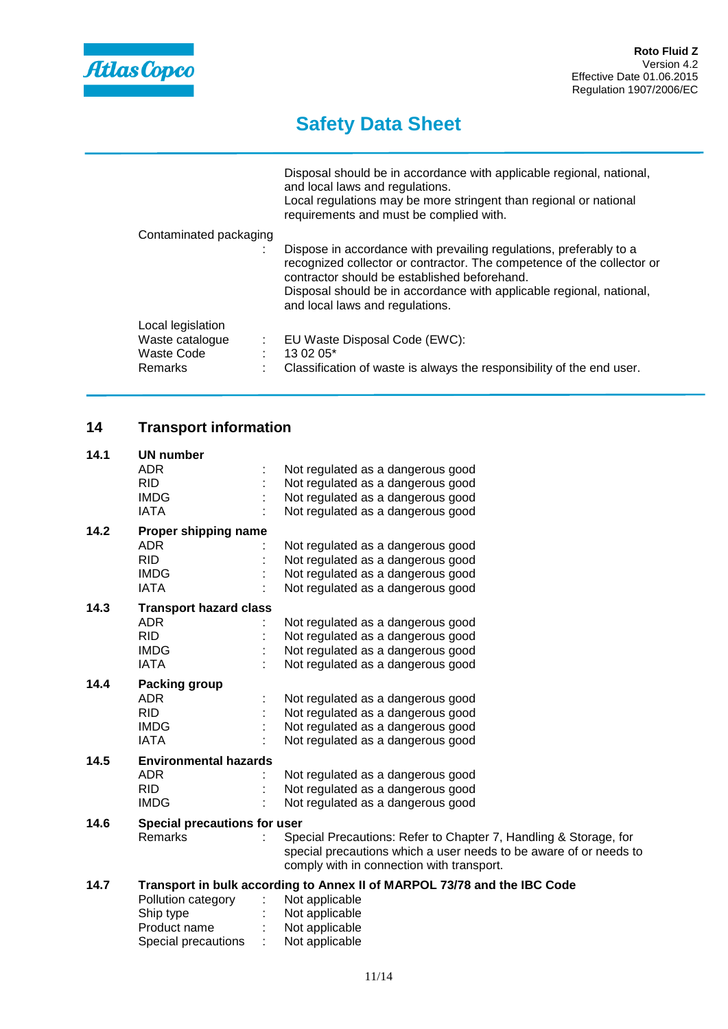| | | |
|---|---|---|
| | | Disposal should be in accordance with applicable regional, national, and local laws and regulations.<br>Local regulations may be more stringent than regional or national requirements and must be complied with. |
| Contaminated packaging | : | Dispose in accordance with prevailing regulations, preferably to a recognized collector or contractor. The competence of the collector or contractor should be established beforehand.<br>Disposal should be in accordance with applicable regional, national, and local laws and regulations. |
| Local legislation | | |
| Waste catalogue | : | EU Waste Disposal Code (EWC): |
| Waste Code | : | 13 02 05* |
| Remarks | : | Classification of waste is always the responsibility of the end user. |

## 14 Transport information

**14.1 UN number**

| | | |
|---|---|---|
| ADR | : | Not regulated as a dangerous good |
| RID | : | Not regulated as a dangerous good |
| IMDG | : | Not regulated as a dangerous good |
| IATA | : | Not regulated as a dangerous good |

**14.2 Proper shipping name**

| | | |
|---|---|---|
| ADR | : | Not regulated as a dangerous good |
| RID | : | Not regulated as a dangerous good |
| IMDG | : | Not regulated as a dangerous good |
| IATA | : | Not regulated as a dangerous good |

**14.3 Transport hazard class**

| | | |
|---|---|---|
| ADR | : | Not regulated as a dangerous good |
| RID | : | Not regulated as a dangerous good |
| IMDG | : | Not regulated as a dangerous good |
| IATA | : | Not regulated as a dangerous good |

**14.4 Packing group**

| | | |
|---|---|---|
| ADR | : | Not regulated as a dangerous good |
| RID | : | Not regulated as a dangerous good |
| IMDG | : | Not regulated as a dangerous good |
| IATA | : | Not regulated as a dangerous good |

**14.5 Environmental hazards**

| | | |
|---|---|---|
| ADR | : | Not regulated as a dangerous good |
| RID | : | Not regulated as a dangerous good |
| IMDG | : | Not regulated as a dangerous good |

**14.6 Special precautions for user**

| | | |
|---|---|---|
| Remarks | : | Special Precautions: Refer to Chapter 7, Handling & Storage, for special precautions which a user needs to be aware of or needs to comply with in connection with transport. |

**14.7 Transport in bulk according to Annex II of MARPOL 73/78 and the IBC Code**

| | | |
|---|---|---|
| Pollution category | : | Not applicable |
| Ship type | : | Not applicable |
| Product name | : | Not applicable |
| Special precautions | : | Not applicable |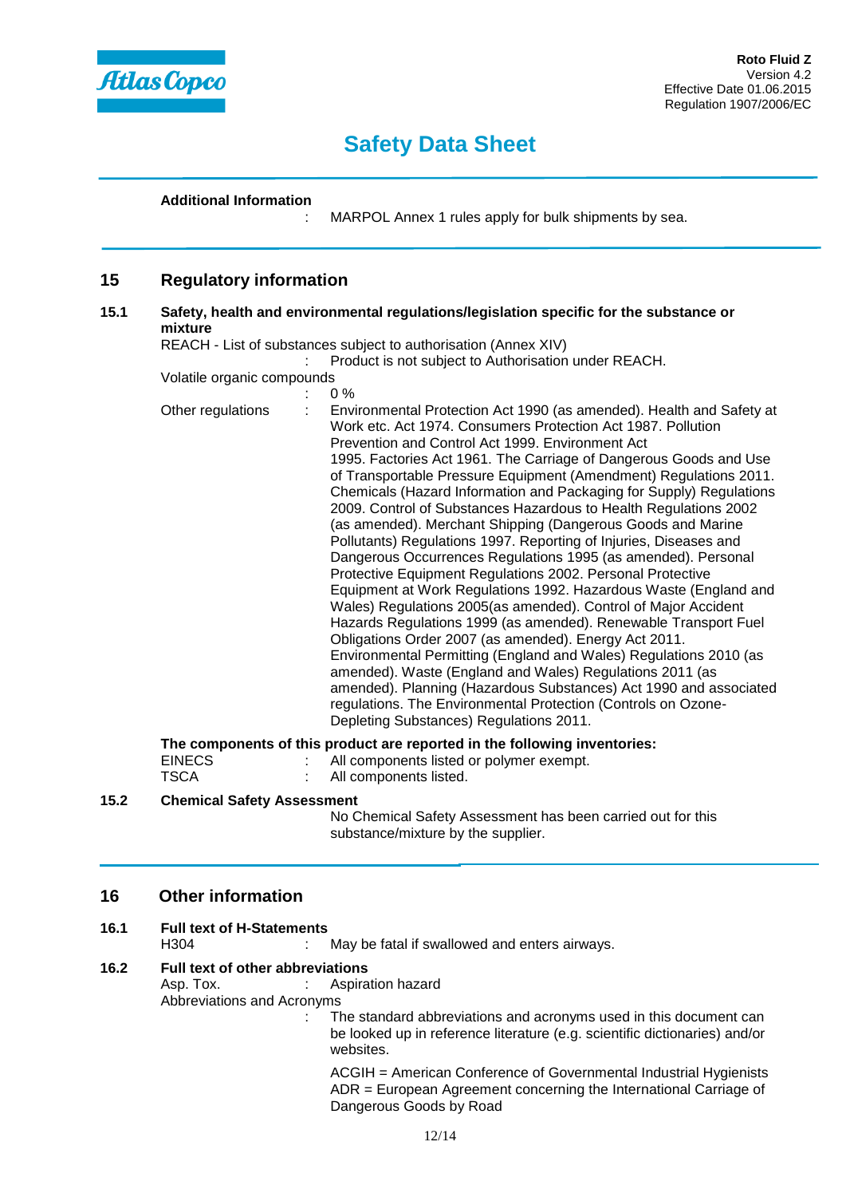# Safety Data Sheet

**Additional Information**

: MARPOL Annex 1 rules apply for bulk shipments by sea.

## 15 Regulatory information

### 15.1 Safety, health and environmental regulations/legislation specific for the substance or mixture

REACH - List of substances subject to authorisation (Annex XIV)

: Product is not subject to Authorisation under REACH.

Volatile organic compounds

: 0 %

Other regulations : Environmental Protection Act 1990 (as amended). Health and Safety at Work etc. Act 1974. Consumers Protection Act 1987. Pollution Prevention and Control Act 1999. Environment Act 1995. Factories Act 1961. The Carriage of Dangerous Goods and Use of Transportable Pressure Equipment (Amendment) Regulations 2011. Chemicals (Hazard Information and Packaging for Supply) Regulations 2009. Control of Substances Hazardous to Health Regulations 2002 (as amended). Merchant Shipping (Dangerous Goods and Marine Pollutants) Regulations 1997. Reporting of Injuries, Diseases and Dangerous Occurrences Regulations 1995 (as amended). Personal Protective Equipment Regulations 2002. Personal Protective Equipment at Work Regulations 1992. Hazardous Waste (England and Wales) Regulations 2005(as amended). Control of Major Accident Hazards Regulations 1999 (as amended). Renewable Transport Fuel Obligations Order 2007 (as amended). Energy Act 2011. Environmental Permitting (England and Wales) Regulations 2010 (as amended). Waste (England and Wales) Regulations 2011 (as amended). Planning (Hazardous Substances) Act 1990 and associated regulations. The Environmental Protection (Controls on Ozone-Depleting Substances) Regulations 2011.

**The components of this product are reported in the following inventories:**

EINECS : All components listed or polymer exempt.
TSCA : All components listed.

### 15.2 Chemical Safety Assessment

No Chemical Safety Assessment has been carried out for this substance/mixture by the supplier.

## 16 Other information

### 16.1 Full text of H-Statements

H304 : May be fatal if swallowed and enters airways.

### 16.2 Full text of other abbreviations

Asp. Tox. : Aspiration hazard

Abbreviations and Acronyms

: The standard abbreviations and acronyms used in this document can be looked up in reference literature (e.g. scientific dictionaries) and/or websites.

ACGIH = American Conference of Governmental Industrial Hygienists
ADR = European Agreement concerning the International Carriage of Dangerous Goods by Road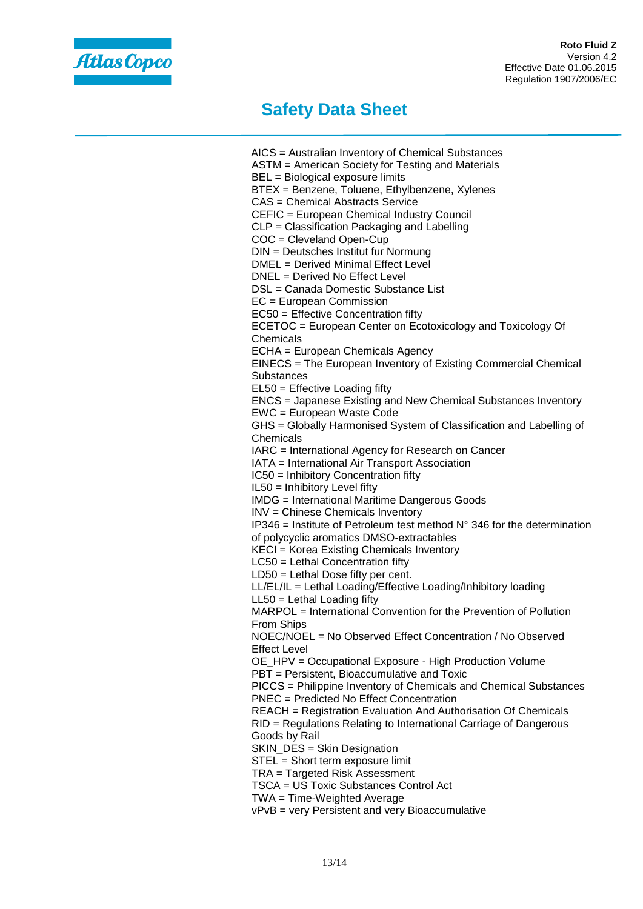AICS = Australian Inventory of Chemical Substances
ASTM = American Society for Testing and Materials
BEL = Biological exposure limits
BTEX = Benzene, Toluene, Ethylbenzene, Xylenes
CAS = Chemical Abstracts Service
CEFIC = European Chemical Industry Council
CLP = Classification Packaging and Labelling
COC = Cleveland Open-Cup
DIN = Deutsches Institut fur Normung
DMEL = Derived Minimal Effect Level
DNEL = Derived No Effect Level
DSL = Canada Domestic Substance List
EC = European Commission
EC50 = Effective Concentration fifty
ECETOC = European Center on Ecotoxicology and Toxicology Of Chemicals
ECHA = European Chemicals Agency
EINECS = The European Inventory of Existing Commercial Chemical Substances
EL50 = Effective Loading fifty
ENCS = Japanese Existing and New Chemical Substances Inventory
EWC = European Waste Code
GHS = Globally Harmonised System of Classification and Labelling of Chemicals
IARC = International Agency for Research on Cancer
IATA = International Air Transport Association
IC50 = Inhibitory Concentration fifty
IL50 = Inhibitory Level fifty
IMDG = International Maritime Dangerous Goods
INV = Chinese Chemicals Inventory
IP346 = Institute of Petroleum test method N° 346 for the determination of polycyclic aromatics DMSO-extractables
KECI = Korea Existing Chemicals Inventory
LC50 = Lethal Concentration fifty
LD50 = Lethal Dose fifty per cent.
LL/EL/IL = Lethal Loading/Effective Loading/Inhibitory loading
LL50 = Lethal Loading fifty
MARPOL = International Convention for the Prevention of Pollution From Ships
NOEC/NOEL = No Observed Effect Concentration / No Observed Effect Level
OE_HPV = Occupational Exposure - High Production Volume
PBT = Persistent, Bioaccumulative and Toxic
PICCS = Philippine Inventory of Chemicals and Chemical Substances
PNEC = Predicted No Effect Concentration
REACH = Registration Evaluation And Authorisation Of Chemicals
RID = Regulations Relating to International Carriage of Dangerous Goods by Rail
SKIN_DES = Skin Designation
STEL = Short term exposure limit
TRA = Targeted Risk Assessment
TSCA = US Toxic Substances Control Act
TWA = Time-Weighted Average
vPvB = very Persistent and very Bioaccumulative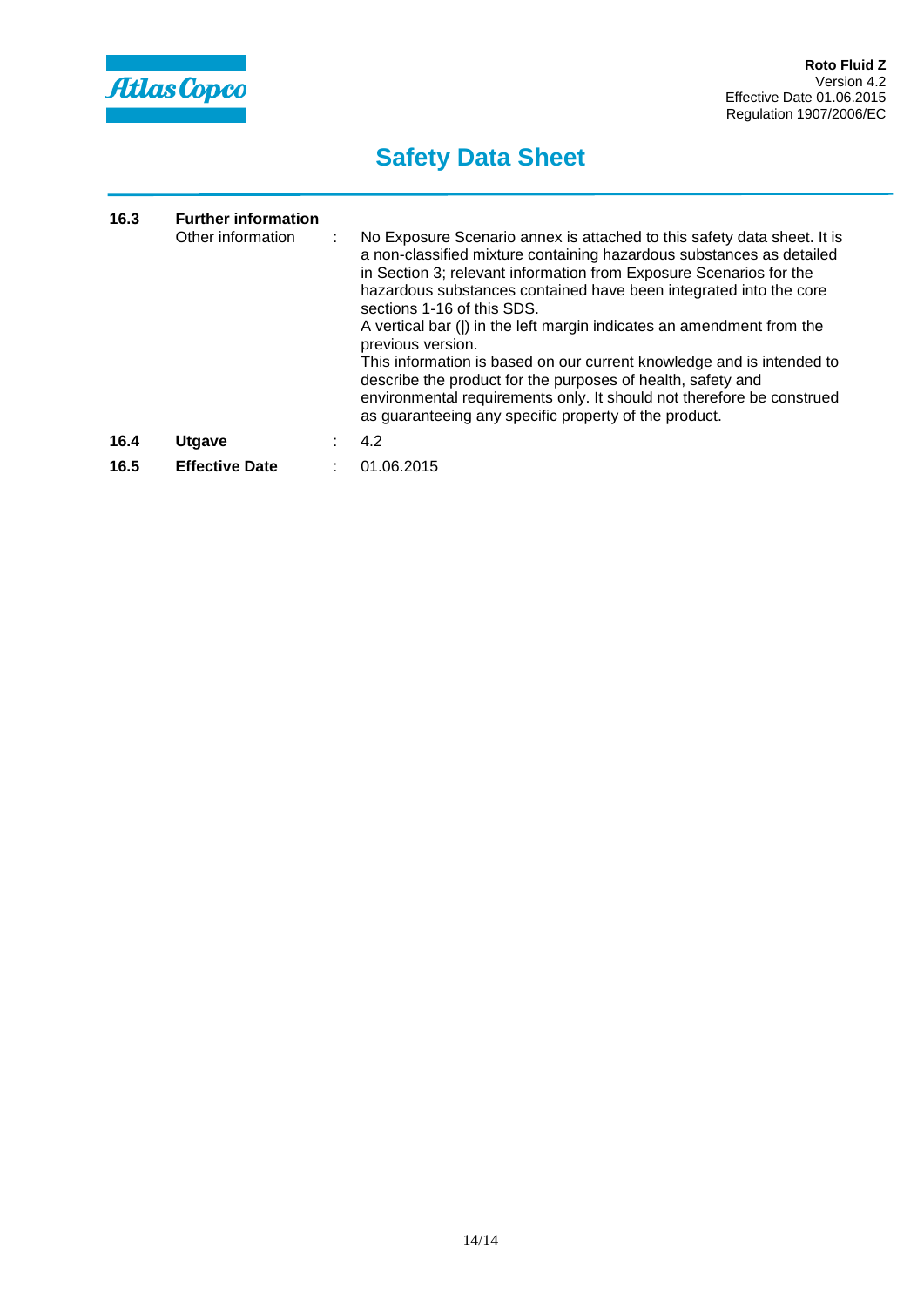| | | | |
|---|---|---|---|
| **16.3** | **Further information** | | |
| | Other information | : | No Exposure Scenario annex is attached to this safety data sheet. It is a non-classified mixture containing hazardous substances as detailed in Section 3; relevant information from Exposure Scenarios for the hazardous substances contained have been integrated into the core sections 1-16 of this SDS.<br>A vertical bar (\|) in the left margin indicates an amendment from the previous version.<br>This information is based on our current knowledge and is intended to describe the product for the purposes of health, safety and environmental requirements only. It should not therefore be construed as guaranteeing any specific property of the product. |
| **16.4** | **Utgave** | : | 4.2 |
| **16.5** | **Effective Date** | : | 01.06.2015 |